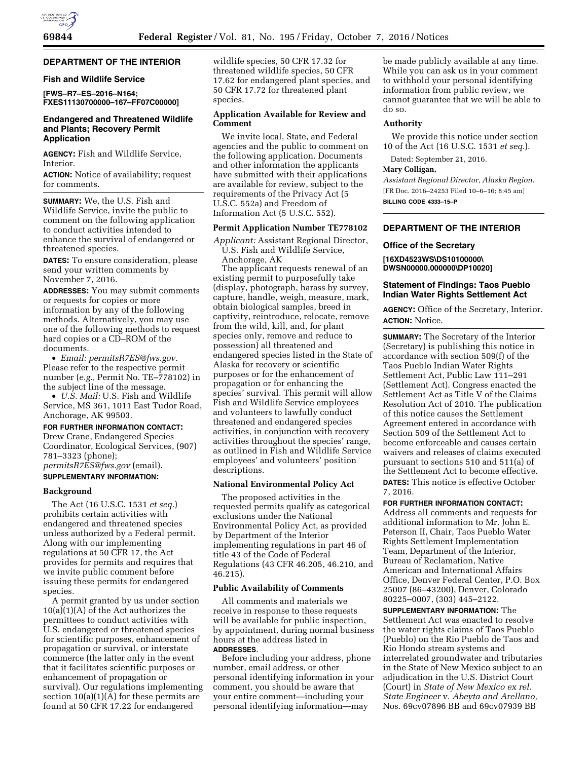## DEPARTMENT OF THE INTERIOR

### Fish and Wildlife Service

**[FWS–R7–ES–2016–N164; FXES11130700000–167–FF07C00000]**

### Endangered and Threatened Wildlife and Plants; Recovery Permit Application

**AGENCY:** Fish and Wildlife Service, Interior.

**ACTION:** Notice of availability; request for comments.

**SUMMARY:** We, the U.S. Fish and Wildlife Service, invite the public to comment on the following application to conduct activities intended to enhance the survival of endangered or threatened species.

**DATES:** To ensure consideration, please send your written comments by November 7, 2016.

**ADDRESSES:** You may submit comments or requests for copies or more information by any of the following methods. Alternatively, you may use one of the following methods to request hard copies or a CD–ROM of the documents.

- *Email: permitsR7ES@fws.gov.* Please refer to the respective permit number (*e.g.,* Permit No. TE–778102) in the subject line of the message.
- *U.S. Mail:* U.S. Fish and Wildlife Service, MS 361, 1011 East Tudor Road, Anchorage, AK 99503.

**FOR FURTHER INFORMATION CONTACT:** Drew Crane, Endangered Species Coordinator, Ecological Services, (907) 781–3323 (phone); *permitsR7ES@fws.gov* (email).

**SUPPLEMENTARY INFORMATION:**

#### Background

The Act (16 U.S.C. 1531 *et seq.*) prohibits certain activities with endangered and threatened species unless authorized by a Federal permit. Along with our implementing regulations at 50 CFR 17, the Act provides for permits and requires that we invite public comment before issuing these permits for endangered species.

A permit granted by us under section 10(a)(1)(A) of the Act authorizes the permittees to conduct activities with U.S. endangered or threatened species for scientific purposes, enhancement of propagation or survival, or interstate commerce (the latter only in the event that it facilitates scientific purposes or enhancement of propagation or survival). Our regulations implementing section 10(a)(1)(A) for these permits are found at 50 CFR 17.22 for endangered wildlife species, 50 CFR 17.32 for threatened wildlife species, 50 CFR 17.62 for endangered plant species, and 50 CFR 17.72 for threatened plant species.

#### Application Available for Review and Comment

We invite local, State, and Federal agencies and the public to comment on the following application. Documents and other information the applicants have submitted with their applications are available for review, subject to the requirements of the Privacy Act (5 U.S.C. 552a) and Freedom of Information Act (5 U.S.C. 552).

#### Permit Application Number TE778102

*Applicant:* Assistant Regional Director, U.S. Fish and Wildlife Service, Anchorage, AK

The applicant requests renewal of an existing permit to purposefully take (display, photograph, harass by survey, capture, handle, weigh, measure, mark, obtain biological samples, breed in captivity, reintroduce, relocate, remove from the wild, kill, and, for plant species only, remove and reduce to possession) all threatened and endangered species listed in the State of Alaska for recovery or scientific purposes or for the enhancement of propagation or for enhancing the species' survival. This permit will allow Fish and Wildlife Service employees and volunteers to lawfully conduct threatened and endangered species activities, in conjunction with recovery activities throughout the species' range, as outlined in Fish and Wildlife Service employees' and volunteers' position descriptions.

#### National Environmental Policy Act

The proposed activities in the requested permits qualify as categorical exclusions under the National Environmental Policy Act, as provided by Department of the Interior implementing regulations in part 46 of title 43 of the Code of Federal Regulations (43 CFR 46.205, 46.210, and 46.215).

#### Public Availability of Comments

All comments and materials we receive in response to these requests will be available for public inspection, by appointment, during normal business hours at the address listed in **ADDRESSES**.

Before including your address, phone number, email address, or other personal identifying information in your comment, you should be aware that your entire comment—including your personal identifying information—may be made publicly available at any time. While you can ask us in your comment to withhold your personal identifying information from public review, we cannot guarantee that we will be able to do so.

#### Authority

We provide this notice under section 10 of the Act (16 U.S.C. 1531 *et seq.*).

Dated: September 21, 2016.

**Mary Colligan,**

*Assistant Regional Director, Alaska Region.*

[FR Doc. 2016–24253 Filed 10–6–16; 8:45 am]

**BILLING CODE 4333–15–P**

## DEPARTMENT OF THE INTERIOR

### Office of the Secretary

**[16XD4523WS\DS10100000\DWSN00000.000000\DP10020]**

### Statement of Findings: Taos Pueblo Indian Water Rights Settlement Act

**AGENCY:** Office of the Secretary, Interior.

**ACTION:** Notice.

**SUMMARY:** The Secretary of the Interior (Secretary) is publishing this notice in accordance with section 509(f) of the Taos Pueblo Indian Water Rights Settlement Act, Public Law 111–291 (Settlement Act). Congress enacted the Settlement Act as Title V of the Claims Resolution Act of 2010. The publication of this notice causes the Settlement Agreement entered in accordance with Section 509 of the Settlement Act to become enforceable and causes certain waivers and releases of claims executed pursuant to sections 510 and 511(a) of the Settlement Act to become effective.

**DATES:** This notice is effective October 7, 2016.

**FOR FURTHER INFORMATION CONTACT:** Address all comments and requests for additional information to Mr. John E. Peterson II, Chair, Taos Pueblo Water Rights Settlement Implementation Team, Department of the Interior, Bureau of Reclamation, Native American and International Affairs Office, Denver Federal Center, P.O. Box 25007 (86–43200), Denver, Colorado 80225–0007, (303) 445–2122.

**SUPPLEMENTARY INFORMATION:** The Settlement Act was enacted to resolve the water rights claims of Taos Pueblo (Pueblo) on the Rio Pueblo de Taos and Rio Hondo stream systems and interrelated groundwater and tributaries in the State of New Mexico subject to an adjudication in the U.S. District Court (Court) in *State of New Mexico ex rel. State Engineer* v. *Abeyta and Arellano,* Nos. 69cv07896 BB and 69cv07939 BB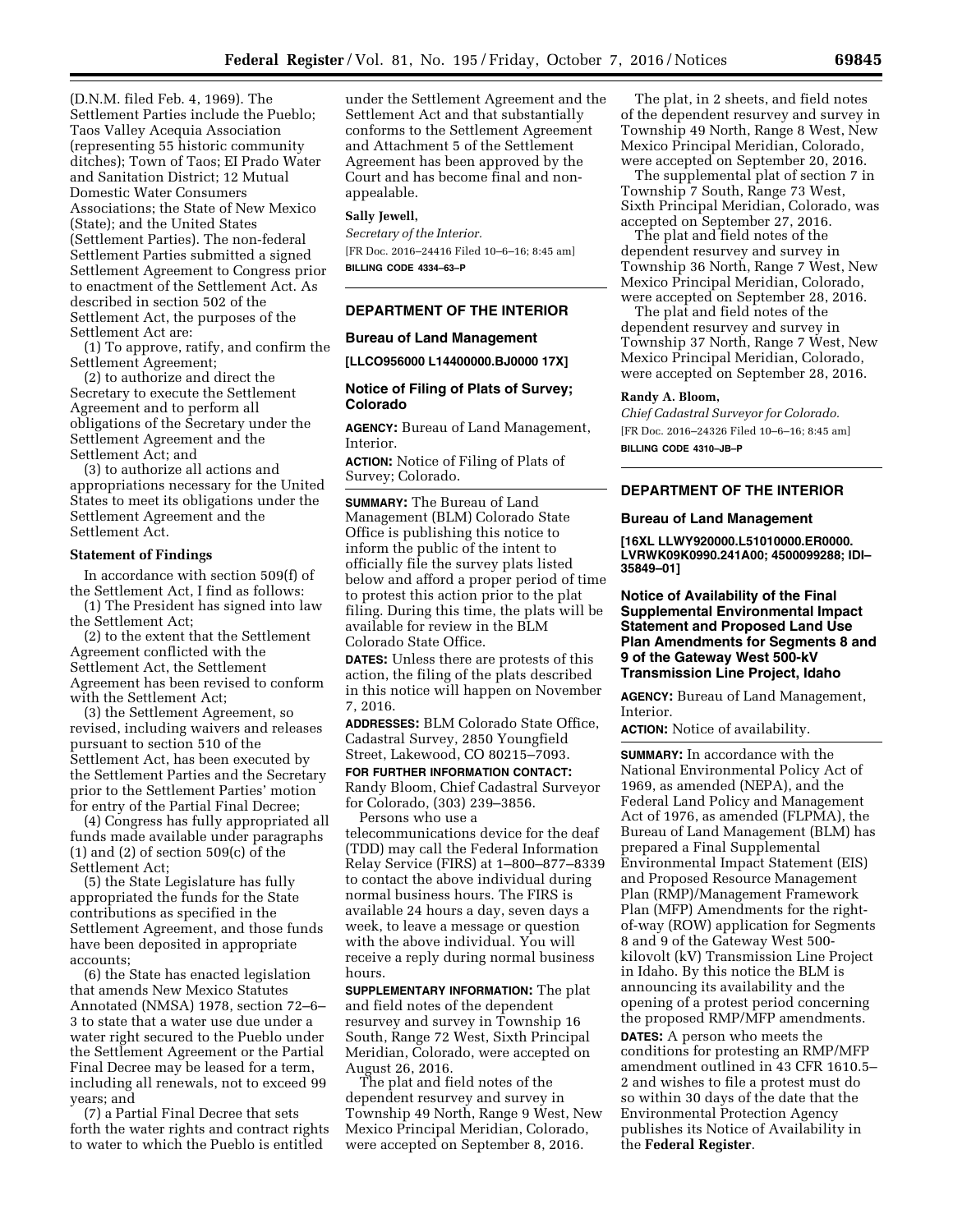(D.N.M. filed Feb. 4, 1969). The Settlement Parties include the Pueblo; Taos Valley Acequia Association (representing 55 historic community ditches); Town of Taos; El Prado Water and Sanitation District; 12 Mutual Domestic Water Consumers Associations; the State of New Mexico (State); and the United States (Settlement Parties). The non-federal Settlement Parties submitted a signed Settlement Agreement to Congress prior to enactment of the Settlement Act. As described in section 502 of the Settlement Act, the purposes of the Settlement Act are:

(1) To approve, ratify, and confirm the Settlement Agreement;

(2) to authorize and direct the Secretary to execute the Settlement Agreement and to perform all obligations of the Secretary under the Settlement Agreement and the Settlement Act; and

(3) to authorize all actions and appropriations necessary for the United States to meet its obligations under the Settlement Agreement and the Settlement Act.

**Statement of Findings**

In accordance with section 509(f) of the Settlement Act, I find as follows:

(1) The President has signed into law the Settlement Act;

(2) to the extent that the Settlement Agreement conflicted with the Settlement Act, the Settlement Agreement has been revised to conform with the Settlement Act;

(3) the Settlement Agreement, so revised, including waivers and releases pursuant to section 510 of the Settlement Act, has been executed by the Settlement Parties and the Secretary prior to the Settlement Parties' motion for entry of the Partial Final Decree;

(4) Congress has fully appropriated all funds made available under paragraphs (1) and (2) of section 509(c) of the Settlement Act;

(5) the State Legislature has fully appropriated the funds for the State contributions as specified in the Settlement Agreement, and those funds have been deposited in appropriate accounts;

(6) the State has enacted legislation that amends New Mexico Statutes Annotated (NMSA) 1978, section 72–6–3 to state that a water use due under a water right secured to the Pueblo under the Settlement Agreement or the Partial Final Decree may be leased for a term, including all renewals, not to exceed 99 years; and

(7) a Partial Final Decree that sets forth the water rights and contract rights to water to which the Pueblo is entitled under the Settlement Agreement and the Settlement Act and that substantially conforms to the Settlement Agreement and Attachment 5 of the Settlement Agreement has been approved by the Court and has become final and non-appealable.

**Sally Jewell,**

*Secretary of the Interior.*

[FR Doc. 2016–24416 Filed 10–6–16; 8:45 am]

**BILLING CODE 4334–63–P**

---

## DEPARTMENT OF THE INTERIOR

### Bureau of Land Management

**[LLCO956000 L14400000.BJ0000 17X]**

### Notice of Filing of Plats of Survey; Colorado

**AGENCY:** Bureau of Land Management, Interior.

**ACTION:** Notice of Filing of Plats of Survey; Colorado.

**SUMMARY:** The Bureau of Land Management (BLM) Colorado State Office is publishing this notice to inform the public of the intent to officially file the survey plats listed below and afford a proper period of time to protest this action prior to the plat filing. During this time, the plats will be available for review in the BLM Colorado State Office.

**DATES:** Unless there are protests of this action, the filing of the plats described in this notice will happen on November 7, 2016.

**ADDRESSES:** BLM Colorado State Office, Cadastral Survey, 2850 Youngfield Street, Lakewood, CO 80215–7093.

**FOR FURTHER INFORMATION CONTACT:** Randy Bloom, Chief Cadastral Surveyor for Colorado, (303) 239–3856.

Persons who use a telecommunications device for the deaf (TDD) may call the Federal Information Relay Service (FIRS) at 1–800–877–8339 to contact the above individual during normal business hours. The FIRS is available 24 hours a day, seven days a week, to leave a message or question with the above individual. You will receive a reply during normal business hours.

**SUPPLEMENTARY INFORMATION:** The plat and field notes of the dependent resurvey and survey in Township 16 South, Range 72 West, Sixth Principal Meridian, Colorado, were accepted on August 26, 2016.

The plat and field notes of the dependent resurvey and survey in Township 49 North, Range 9 West, New Mexico Principal Meridian, Colorado, were accepted on September 8, 2016.

The plat, in 2 sheets, and field notes of the dependent resurvey and survey in Township 49 North, Range 8 West, New Mexico Principal Meridian, Colorado, were accepted on September 20, 2016.

The supplemental plat of section 7 in Township 7 South, Range 73 West, Sixth Principal Meridian, Colorado, was accepted on September 27, 2016.

The plat and field notes of the dependent resurvey and survey in Township 36 North, Range 7 West, New Mexico Principal Meridian, Colorado, were accepted on September 28, 2016.

The plat and field notes of the dependent resurvey and survey in Township 37 North, Range 7 West, New Mexico Principal Meridian, Colorado, were accepted on September 28, 2016.

**Randy A. Bloom,**

*Chief Cadastral Surveyor for Colorado.*

[FR Doc. 2016–24326 Filed 10–6–16; 8:45 am]

**BILLING CODE 4310–JB–P**

---

## DEPARTMENT OF THE INTERIOR

### Bureau of Land Management

**[16XL LLWY920000.L51010000.ER0000. LVRWK09K0990.241A00; 4500099288; IDI–35849–01]**

### Notice of Availability of the Final Supplemental Environmental Impact Statement and Proposed Land Use Plan Amendments for Segments 8 and 9 of the Gateway West 500-kV Transmission Line Project, Idaho

**AGENCY:** Bureau of Land Management, Interior.

**ACTION:** Notice of availability.

**SUMMARY:** In accordance with the National Environmental Policy Act of 1969, as amended (NEPA), and the Federal Land Policy and Management Act of 1976, as amended (FLPMA), the Bureau of Land Management (BLM) has prepared a Final Supplemental Environmental Impact Statement (EIS) and Proposed Resource Management Plan (RMP)/Management Framework Plan (MFP) Amendments for the right-of-way (ROW) application for Segments 8 and 9 of the Gateway West 500-kilovolt (kV) Transmission Line Project in Idaho. By this notice the BLM is announcing its availability and the opening of a protest period concerning the proposed RMP/MFP amendments.

**DATES:** A person who meets the conditions for protesting an RMP/MFP amendment outlined in 43 CFR 1610.5–2 and wishes to file a protest must do so within 30 days of the date that the Environmental Protection Agency publishes its Notice of Availability in the **Federal Register**.